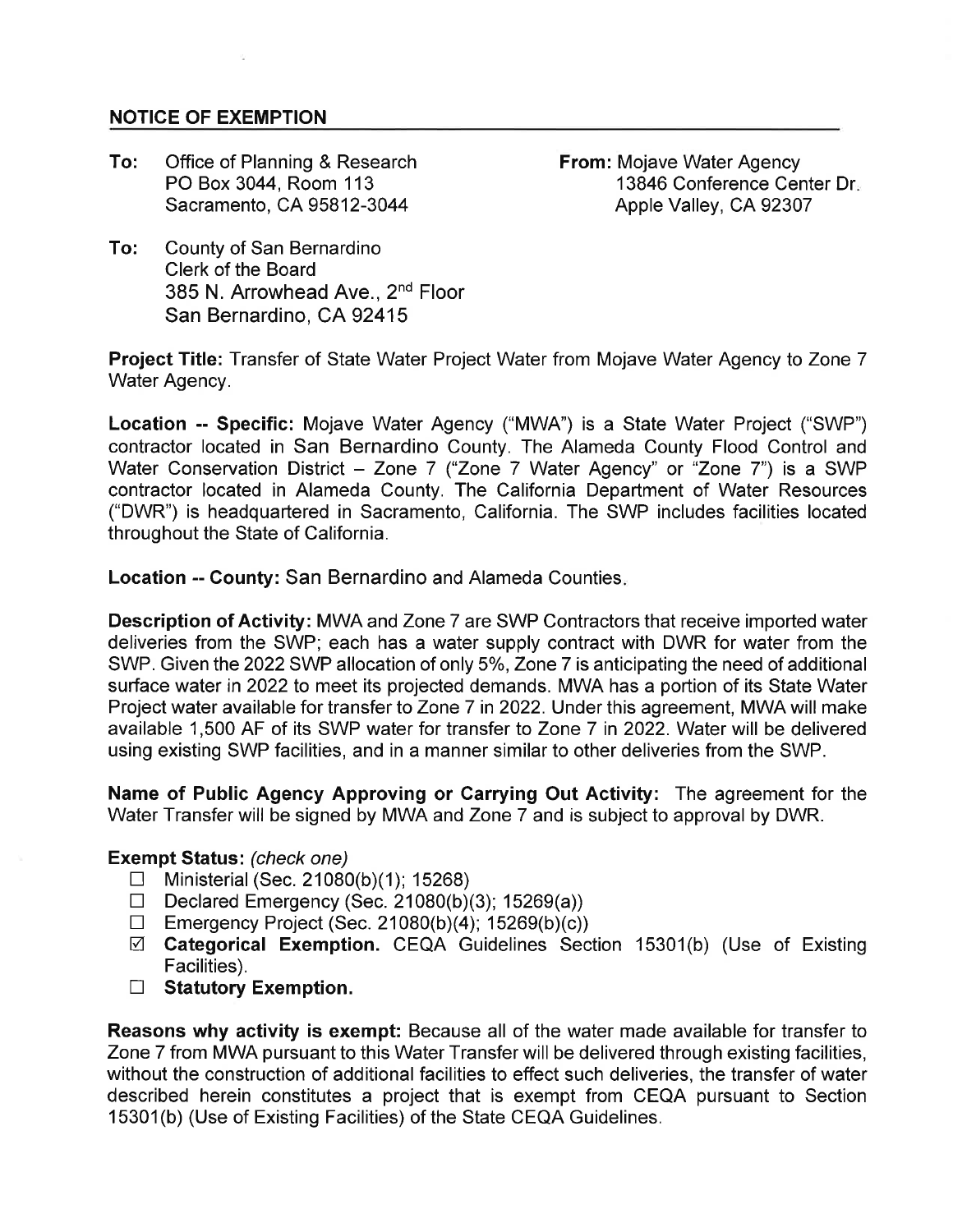## NOTICE OF EXEMPTION

**To:** Office of Planning & Research
PO Box 3044, Room 113
Sacramento, CA 95812-3044

**From:** Mojave Water Agency
13846 Conference Center Dr.
Apple Valley, CA 92307

**To:** County of San Bernardino
Clerk of the Board
385 N. Arrowhead Ave., 2nd Floor
San Bernardino, CA 92415

**Project Title:** Transfer of State Water Project Water from Mojave Water Agency to Zone 7 Water Agency.

**Location -- Specific:** Mojave Water Agency ("MWA") is a State Water Project ("SWP") contractor located in San Bernardino County. The Alameda County Flood Control and Water Conservation District – Zone 7 ("Zone 7 Water Agency" or "Zone 7") is a SWP contractor located in Alameda County. The California Department of Water Resources ("DWR") is headquartered in Sacramento, California. The SWP includes facilities located throughout the State of California.

**Location -- County:** San Bernardino and Alameda Counties.

**Description of Activity:** MWA and Zone 7 are SWP Contractors that receive imported water deliveries from the SWP; each has a water supply contract with DWR for water from the SWP. Given the 2022 SWP allocation of only 5%, Zone 7 is anticipating the need of additional surface water in 2022 to meet its projected demands. MWA has a portion of its State Water Project water available for transfer to Zone 7 in 2022. Under this agreement, MWA will make available 1,500 AF of its SWP water for transfer to Zone 7 in 2022. Water will be delivered using existing SWP facilities, and in a manner similar to other deliveries from the SWP.

**Name of Public Agency Approving or Carrying Out Activity:** The agreement for the Water Transfer will be signed by MWA and Zone 7 and is subject to approval by DWR.

**Exempt Status:** *(check one)*

- ☐ Ministerial (Sec. 21080(b)(1); 15268)
- ☐ Declared Emergency (Sec. 21080(b)(3); 15269(a))
- ☐ Emergency Project (Sec. 21080(b)(4); 15269(b)(c))
- ☑ **Categorical Exemption.** CEQA Guidelines Section 15301(b) (Use of Existing Facilities).
- ☐ **Statutory Exemption.**

**Reasons why activity is exempt:** Because all of the water made available for transfer to Zone 7 from MWA pursuant to this Water Transfer will be delivered through existing facilities, without the construction of additional facilities to effect such deliveries, the transfer of water described herein constitutes a project that is exempt from CEQA pursuant to Section 15301(b) (Use of Existing Facilities) of the State CEQA Guidelines.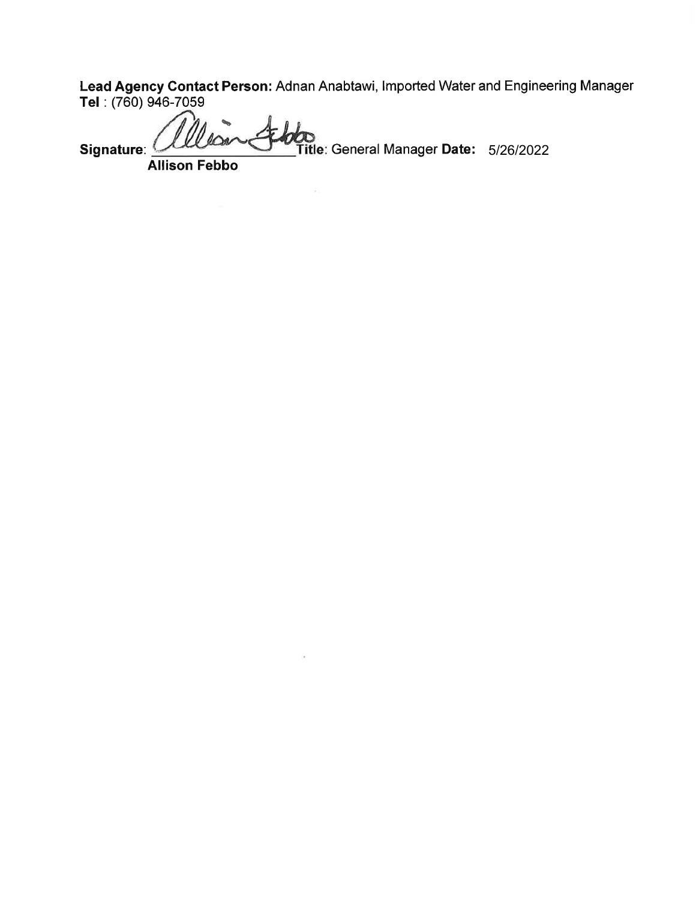**Lead Agency Contact Person:** Adnan Anabtawi, Imported Water and Engineering Manager
**Tel** : (760) 946-7059

**Signature**: ____________________ **Title**: General Manager **Date:** 5/26/2022
**Allison Febbo**